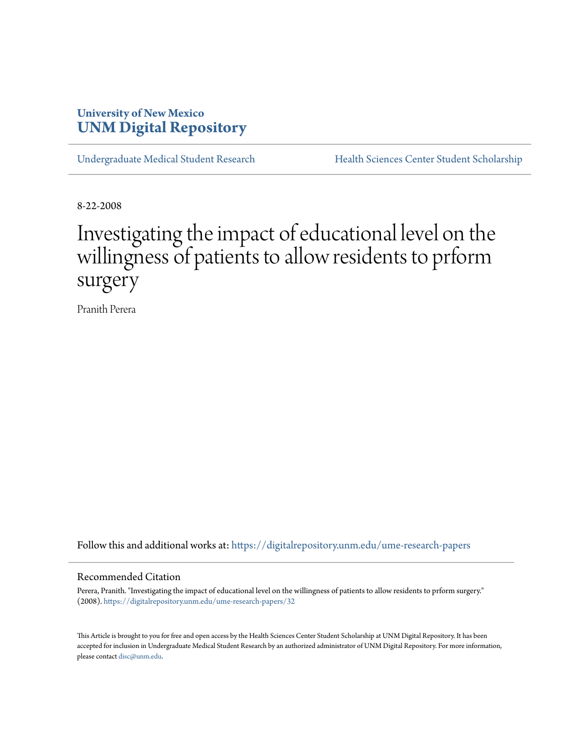University of New Mexico
**UNM Digital Repository**

Undergraduate Medical Student Research | Health Sciences Center Student Scholarship

8-22-2008

# Investigating the impact of educational level on the willingness of patients to allow residents to prform surgery

Pranith Perera

Follow this and additional works at: https://digitalrepository.unm.edu/ume-research-papers

## Recommended Citation

Perera, Pranith. "Investigating the impact of educational level on the willingness of patients to allow residents to prform surgery." (2008). https://digitalrepository.unm.edu/ume-research-papers/32

This Article is brought to you for free and open access by the Health Sciences Center Student Scholarship at UNM Digital Repository. It has been accepted for inclusion in Undergraduate Medical Student Research by an authorized administrator of UNM Digital Repository. For more information, please contact disc@unm.edu.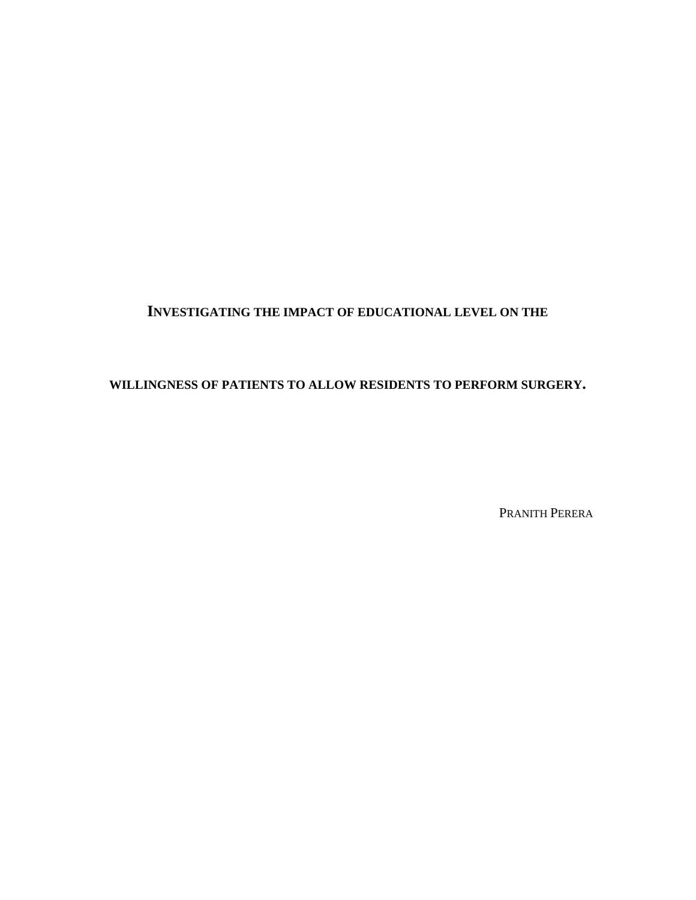# INVESTIGATING THE IMPACT OF EDUCATIONAL LEVEL ON THE WILLINGNESS OF PATIENTS TO ALLOW RESIDENTS TO PERFORM SURGERY.

PRANITH PERERA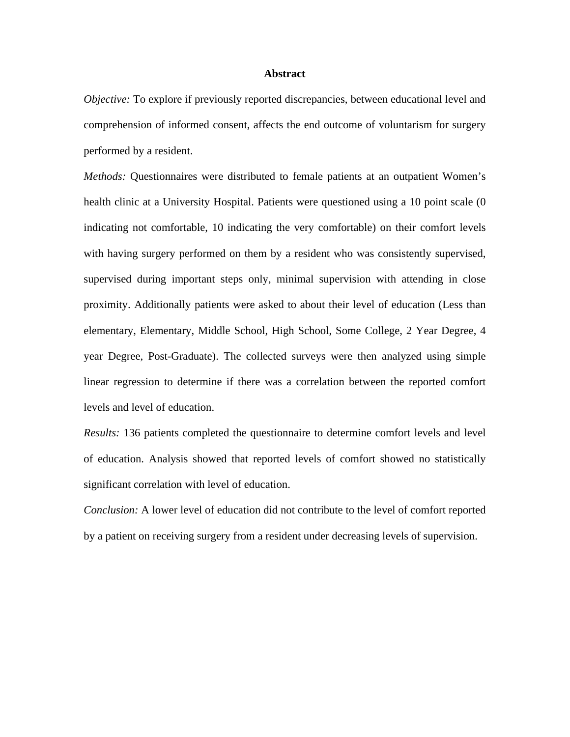# Abstract

*Objective:* To explore if previously reported discrepancies, between educational level and comprehension of informed consent, affects the end outcome of voluntarism for surgery performed by a resident.

*Methods:* Questionnaires were distributed to female patients at an outpatient Women's health clinic at a University Hospital. Patients were questioned using a 10 point scale (0 indicating not comfortable, 10 indicating the very comfortable) on their comfort levels with having surgery performed on them by a resident who was consistently supervised, supervised during important steps only, minimal supervision with attending in close proximity. Additionally patients were asked to about their level of education (Less than elementary, Elementary, Middle School, High School, Some College, 2 Year Degree, 4 year Degree, Post-Graduate). The collected surveys were then analyzed using simple linear regression to determine if there was a correlation between the reported comfort levels and level of education.

*Results:* 136 patients completed the questionnaire to determine comfort levels and level of education. Analysis showed that reported levels of comfort showed no statistically significant correlation with level of education.

*Conclusion:* A lower level of education did not contribute to the level of comfort reported by a patient on receiving surgery from a resident under decreasing levels of supervision.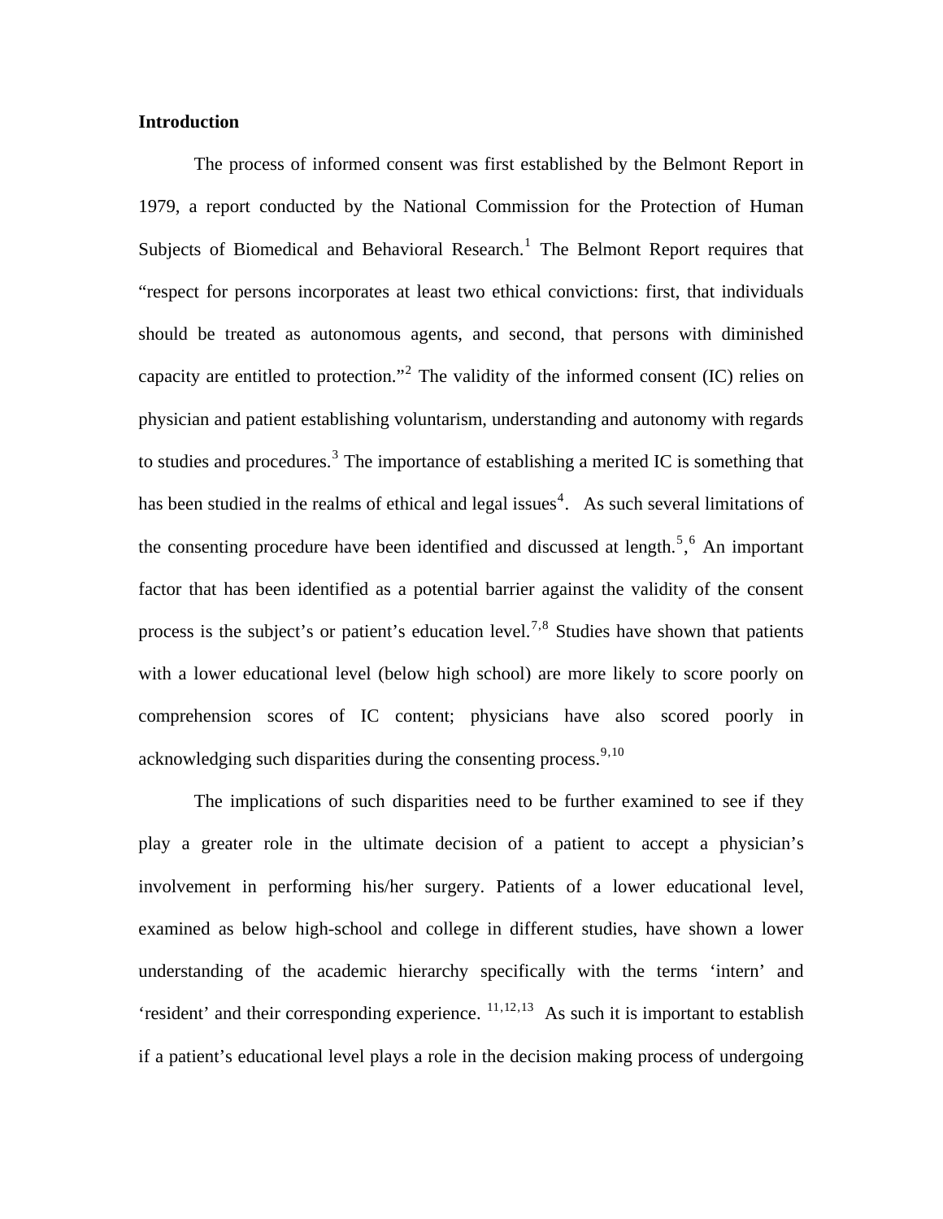**Introduction**

The process of informed consent was first established by the Belmont Report in 1979, a report conducted by the National Commission for the Protection of Human Subjects of Biomedical and Behavioral Research.[1] The Belmont Report requires that "respect for persons incorporates at least two ethical convictions: first, that individuals should be treated as autonomous agents, and second, that persons with diminished capacity are entitled to protection."[2] The validity of the informed consent (IC) relies on physician and patient establishing voluntarism, understanding and autonomy with regards to studies and procedures.[3] The importance of establishing a merited IC is something that has been studied in the realms of ethical and legal issues[4]. As such several limitations of the consenting procedure have been identified and discussed at length.[5],[6] An important factor that has been identified as a potential barrier against the validity of the consent process is the subject's or patient's education level.[7,8] Studies have shown that patients with a lower educational level (below high school) are more likely to score poorly on comprehension scores of IC content; physicians have also scored poorly in acknowledging such disparities during the consenting process.[9,10]

The implications of such disparities need to be further examined to see if they play a greater role in the ultimate decision of a patient to accept a physician's involvement in performing his/her surgery. Patients of a lower educational level, examined as below high-school and college in different studies, have shown a lower understanding of the academic hierarchy specifically with the terms 'intern' and 'resident' and their corresponding experience. [11,12,13] As such it is important to establish if a patient's educational level plays a role in the decision making process of undergoing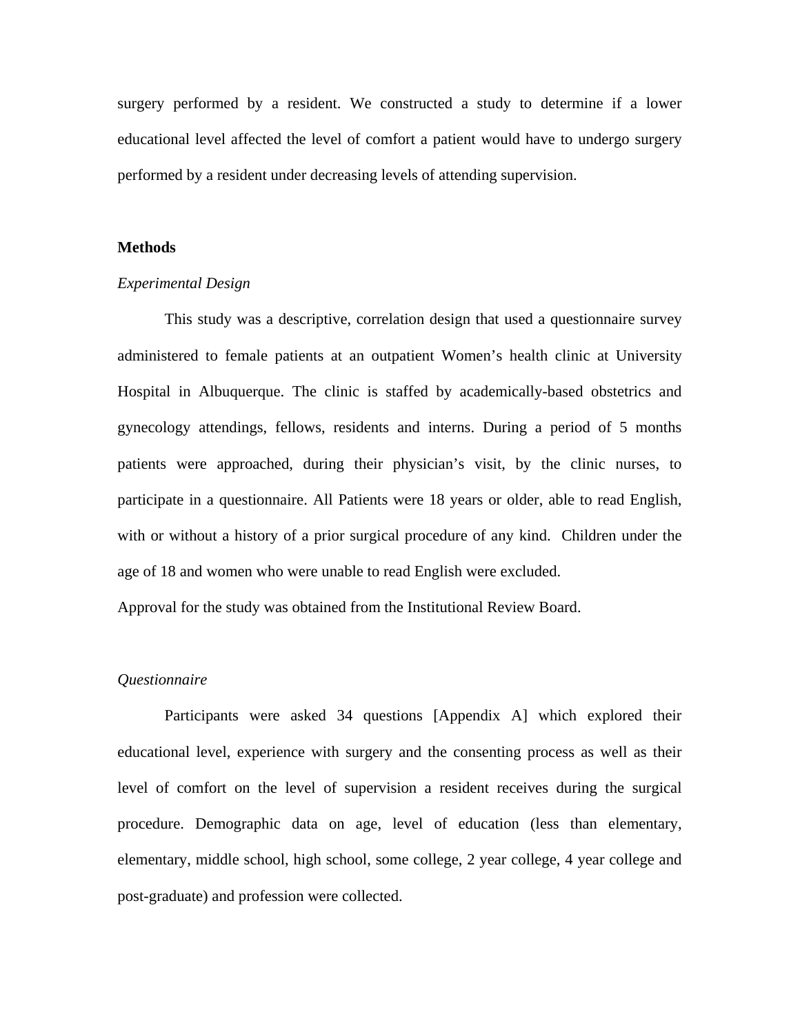surgery performed by a resident. We constructed a study to determine if a lower educational level affected the level of comfort a patient would have to undergo surgery performed by a resident under decreasing levels of attending supervision.

## Methods

### *Experimental Design*

This study was a descriptive, correlation design that used a questionnaire survey administered to female patients at an outpatient Women's health clinic at University Hospital in Albuquerque. The clinic is staffed by academically-based obstetrics and gynecology attendings, fellows, residents and interns. During a period of 5 months patients were approached, during their physician's visit, by the clinic nurses, to participate in a questionnaire. All Patients were 18 years or older, able to read English, with or without a history of a prior surgical procedure of any kind. Children under the age of 18 and women who were unable to read English were excluded.

Approval for the study was obtained from the Institutional Review Board.

### *Questionnaire*

Participants were asked 34 questions [Appendix A] which explored their educational level, experience with surgery and the consenting process as well as their level of comfort on the level of supervision a resident receives during the surgical procedure. Demographic data on age, level of education (less than elementary, elementary, middle school, high school, some college, 2 year college, 4 year college and post-graduate) and profession were collected.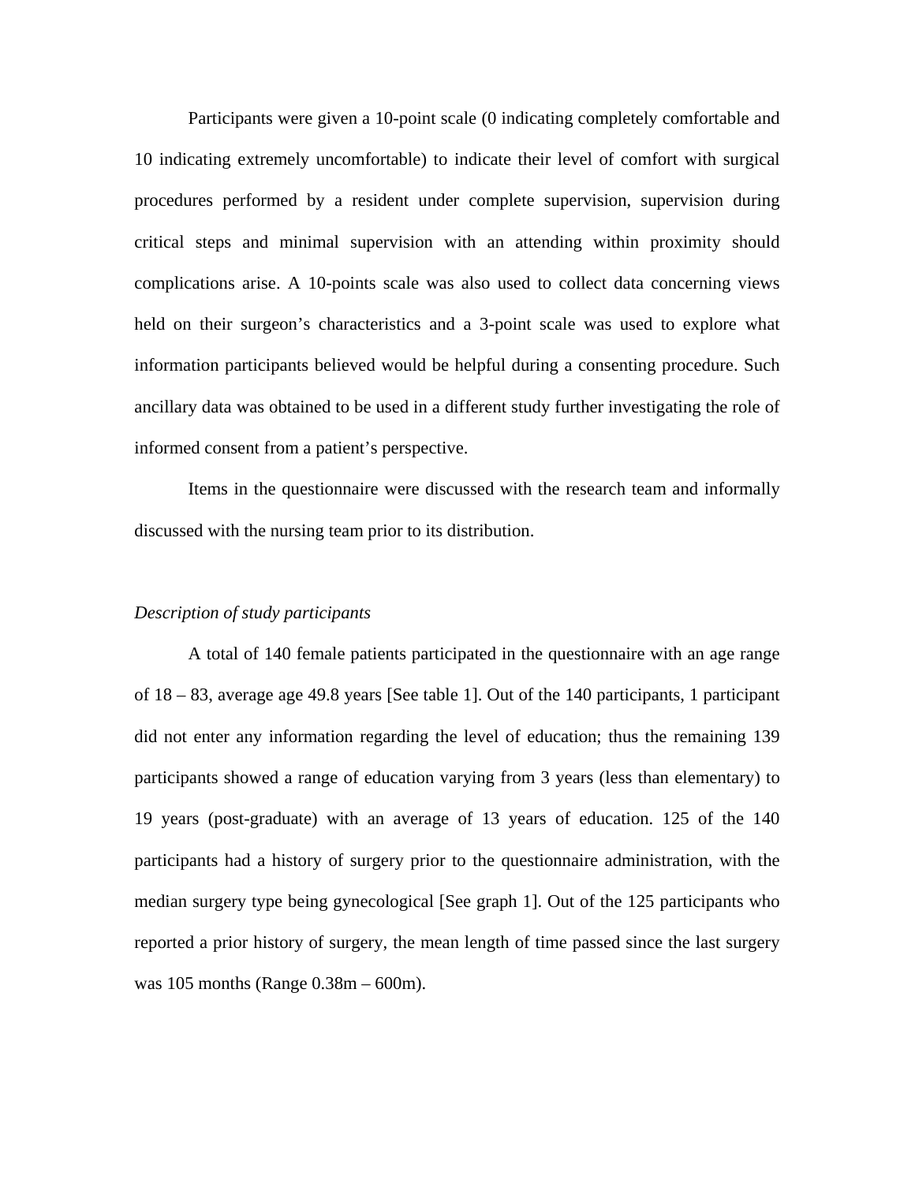Participants were given a 10-point scale (0 indicating completely comfortable and 10 indicating extremely uncomfortable) to indicate their level of comfort with surgical procedures performed by a resident under complete supervision, supervision during critical steps and minimal supervision with an attending within proximity should complications arise. A 10-points scale was also used to collect data concerning views held on their surgeon's characteristics and a 3-point scale was used to explore what information participants believed would be helpful during a consenting procedure. Such ancillary data was obtained to be used in a different study further investigating the role of informed consent from a patient's perspective.

Items in the questionnaire were discussed with the research team and informally discussed with the nursing team prior to its distribution.

*Description of study participants*

A total of 140 female patients participated in the questionnaire with an age range of 18 – 83, average age 49.8 years [See table 1]. Out of the 140 participants, 1 participant did not enter any information regarding the level of education; thus the remaining 139 participants showed a range of education varying from 3 years (less than elementary) to 19 years (post-graduate) with an average of 13 years of education. 125 of the 140 participants had a history of surgery prior to the questionnaire administration, with the median surgery type being gynecological [See graph 1]. Out of the 125 participants who reported a prior history of surgery, the mean length of time passed since the last surgery was 105 months (Range 0.38m – 600m).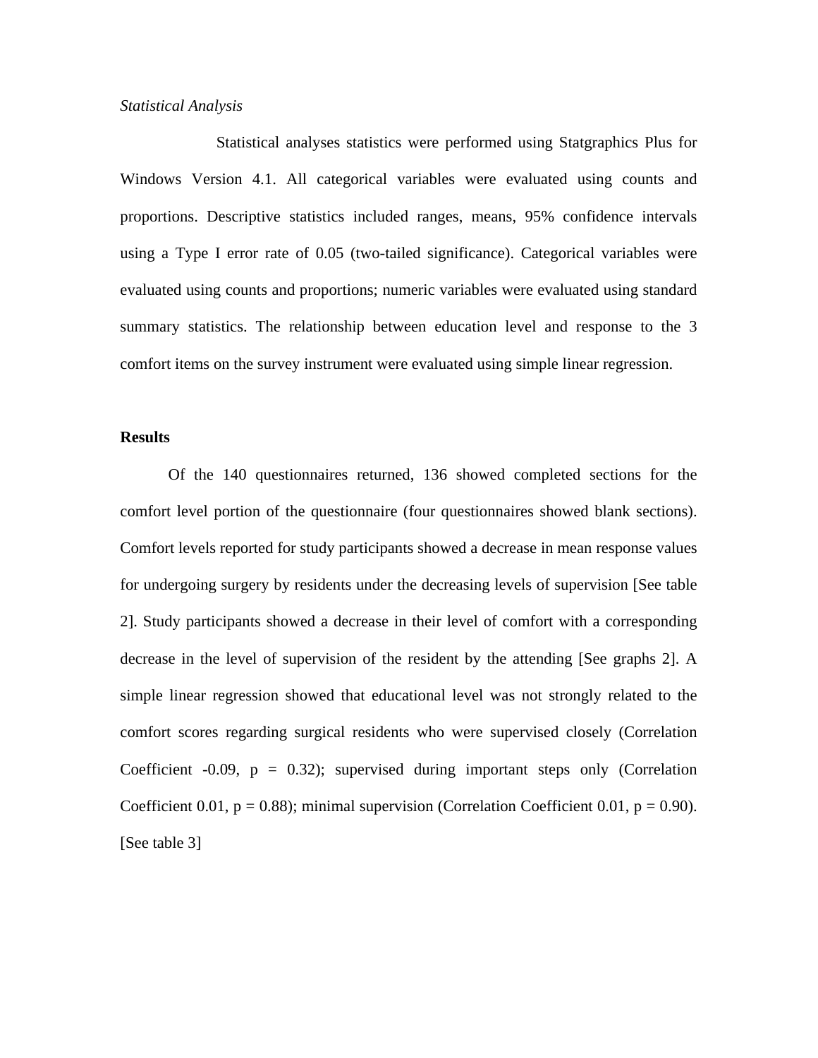*Statistical Analysis*

Statistical analyses statistics were performed using Statgraphics Plus for Windows Version 4.1. All categorical variables were evaluated using counts and proportions. Descriptive statistics included ranges, means, 95% confidence intervals using a Type I error rate of 0.05 (two-tailed significance). Categorical variables were evaluated using counts and proportions; numeric variables were evaluated using standard summary statistics. The relationship between education level and response to the 3 comfort items on the survey instrument were evaluated using simple linear regression.

**Results**

Of the 140 questionnaires returned, 136 showed completed sections for the comfort level portion of the questionnaire (four questionnaires showed blank sections). Comfort levels reported for study participants showed a decrease in mean response values for undergoing surgery by residents under the decreasing levels of supervision [See table 2]. Study participants showed a decrease in their level of comfort with a corresponding decrease in the level of supervision of the resident by the attending [See graphs 2]. A simple linear regression showed that educational level was not strongly related to the comfort scores regarding surgical residents who were supervised closely (Correlation Coefficient -0.09, $p = 0.32$); supervised during important steps only (Correlation Coefficient 0.01, $p = 0.88$); minimal supervision (Correlation Coefficient 0.01, $p = 0.90$). [See table 3]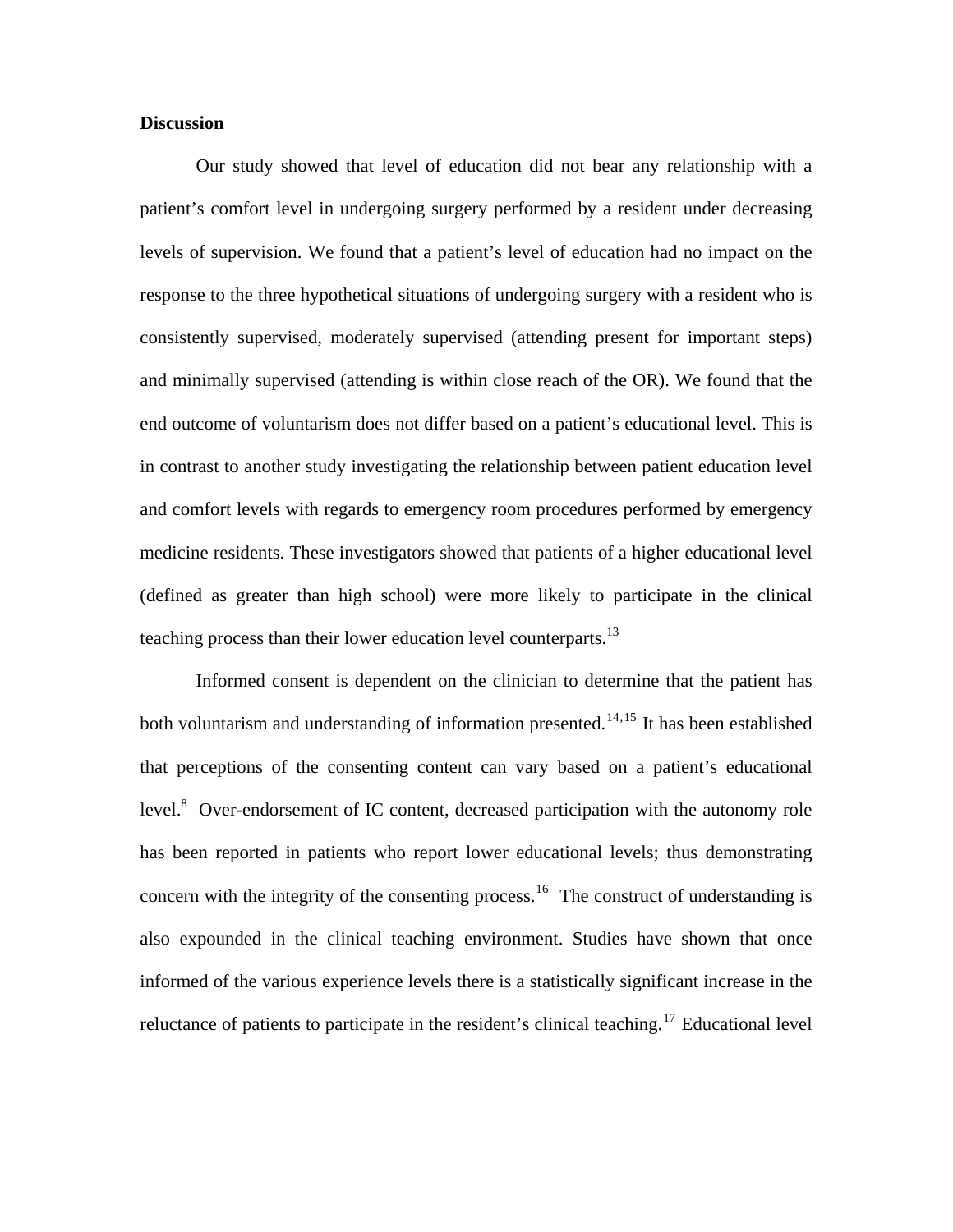## Discussion

Our study showed that level of education did not bear any relationship with a patient's comfort level in undergoing surgery performed by a resident under decreasing levels of supervision. We found that a patient's level of education had no impact on the response to the three hypothetical situations of undergoing surgery with a resident who is consistently supervised, moderately supervised (attending present for important steps) and minimally supervised (attending is within close reach of the OR). We found that the end outcome of voluntarism does not differ based on a patient's educational level. This is in contrast to another study investigating the relationship between patient education level and comfort levels with regards to emergency room procedures performed by emergency medicine residents. These investigators showed that patients of a higher educational level (defined as greater than high school) were more likely to participate in the clinical teaching process than their lower education level counterparts.[13]

Informed consent is dependent on the clinician to determine that the patient has both voluntarism and understanding of information presented.[14,15] It has been established that perceptions of the consenting content can vary based on a patient's educational level.[8] Over-endorsement of IC content, decreased participation with the autonomy role has been reported in patients who report lower educational levels; thus demonstrating concern with the integrity of the consenting process.[16] The construct of understanding is also expounded in the clinical teaching environment. Studies have shown that once informed of the various experience levels there is a statistically significant increase in the reluctance of patients to participate in the resident's clinical teaching.[17] Educational level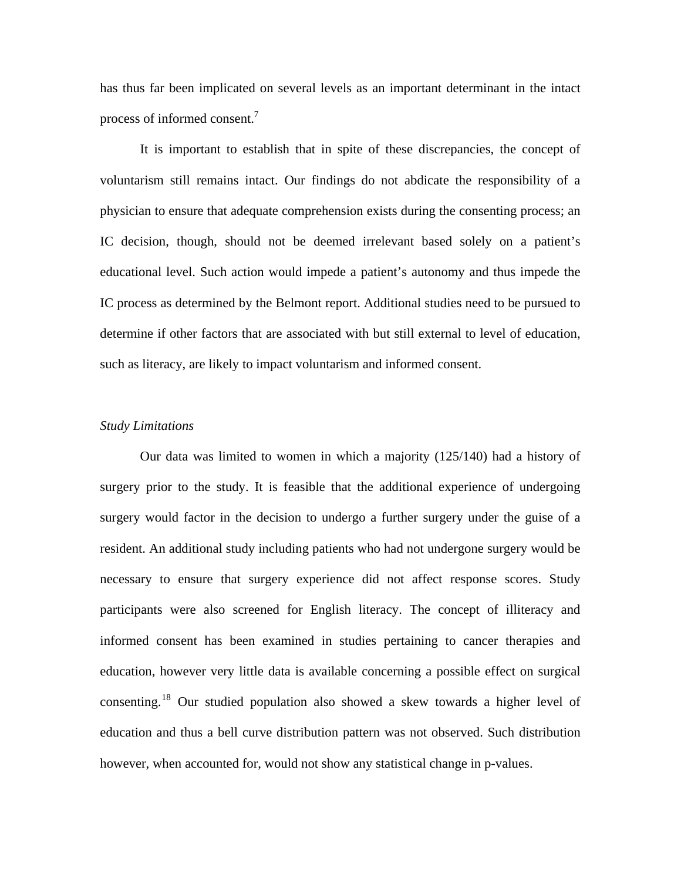has thus far been implicated on several levels as an important determinant in the intact process of informed consent.[7]

It is important to establish that in spite of these discrepancies, the concept of voluntarism still remains intact. Our findings do not abdicate the responsibility of a physician to ensure that adequate comprehension exists during the consenting process; an IC decision, though, should not be deemed irrelevant based solely on a patient's educational level. Such action would impede a patient's autonomy and thus impede the IC process as determined by the Belmont report. Additional studies need to be pursued to determine if other factors that are associated with but still external to level of education, such as literacy, are likely to impact voluntarism and informed consent.

*Study Limitations*

Our data was limited to women in which a majority (125/140) had a history of surgery prior to the study. It is feasible that the additional experience of undergoing surgery would factor in the decision to undergo a further surgery under the guise of a resident. An additional study including patients who had not undergone surgery would be necessary to ensure that surgery experience did not affect response scores. Study participants were also screened for English literacy. The concept of illiteracy and informed consent has been examined in studies pertaining to cancer therapies and education, however very little data is available concerning a possible effect on surgical consenting.[18] Our studied population also showed a skew towards a higher level of education and thus a bell curve distribution pattern was not observed. Such distribution however, when accounted for, would not show any statistical change in p-values.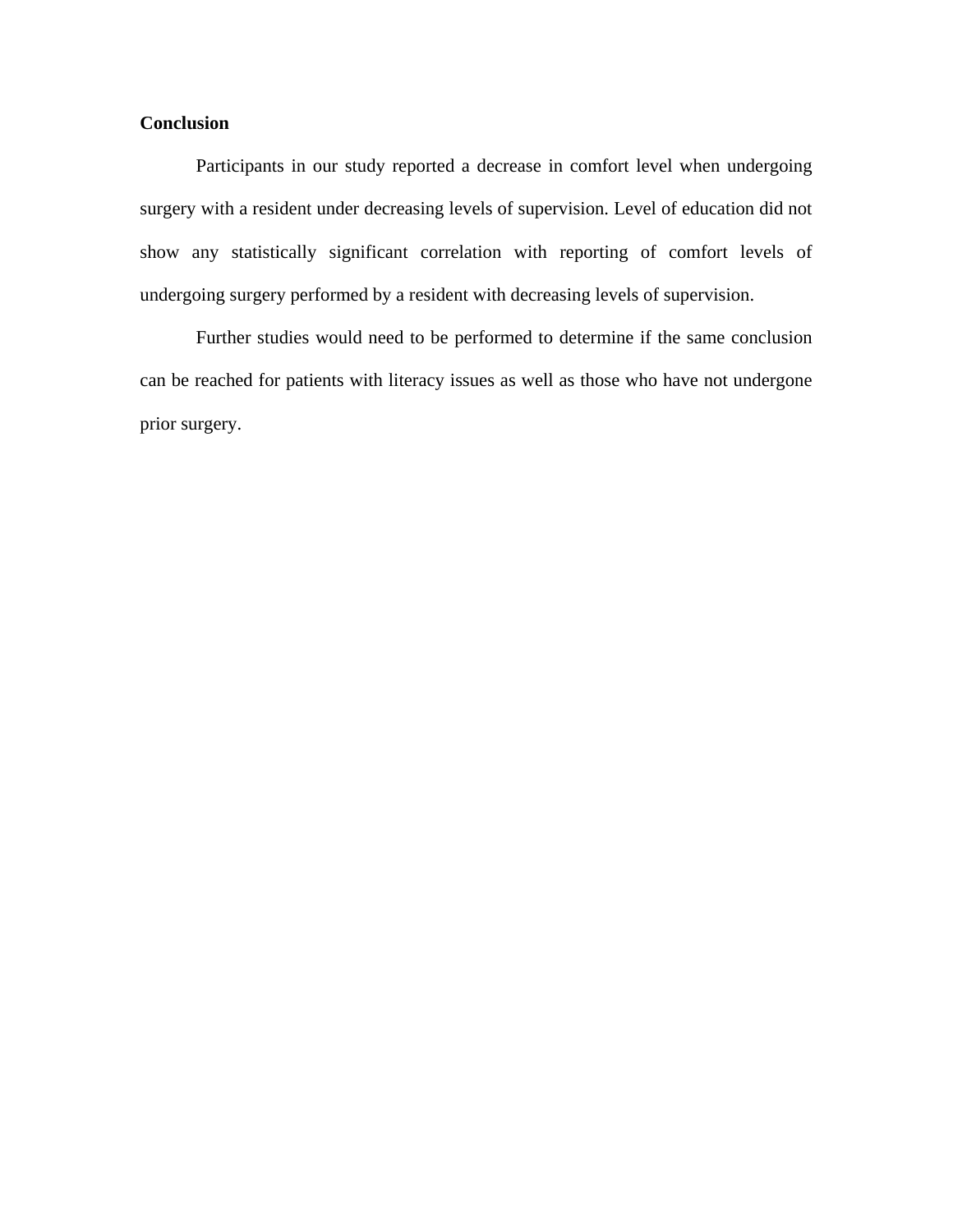## Conclusion

Participants in our study reported a decrease in comfort level when undergoing surgery with a resident under decreasing levels of supervision. Level of education did not show any statistically significant correlation with reporting of comfort levels of undergoing surgery performed by a resident with decreasing levels of supervision.

Further studies would need to be performed to determine if the same conclusion can be reached for patients with literacy issues as well as those who have not undergone prior surgery.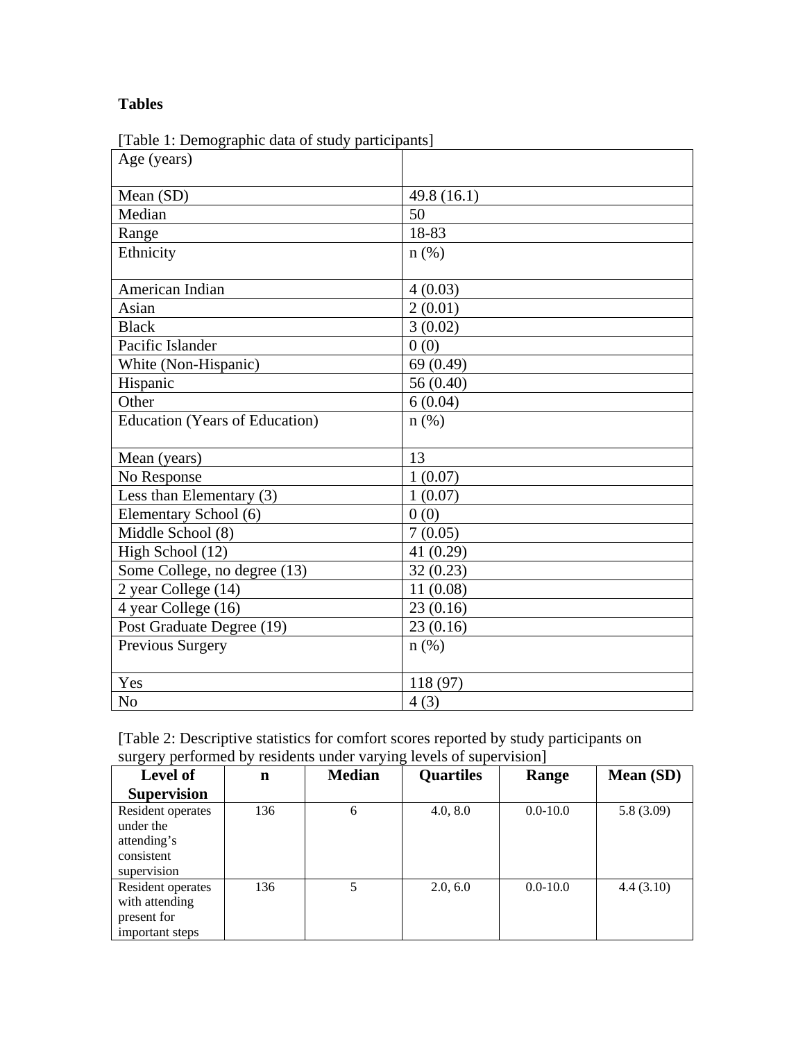**Tables**

[Table 1: Demographic data of study participants]

| Age (years) | |
|---|---|
| Mean (SD) | 49.8 (16.1) |
| Median | 50 |
| Range | 18-83 |
| Ethnicity | n (%) |
| American Indian | 4 (0.03) |
| Asian | 2 (0.01) |
| Black | 3 (0.02) |
| Pacific Islander | 0 (0) |
| White (Non-Hispanic) | 69 (0.49) |
| Hispanic | 56 (0.40) |
| Other | 6 (0.04) |
| Education (Years of Education) | n (%) |
| Mean (years) | 13 |
| No Response | 1 (0.07) |
| Less than Elementary (3) | 1 (0.07) |
| Elementary School (6) | 0 (0) |
| Middle School (8) | 7 (0.05) |
| High School (12) | 41 (0.29) |
| Some College, no degree (13) | 32 (0.23) |
| 2 year College (14) | 11 (0.08) |
| 4 year College (16) | 23 (0.16) |
| Post Graduate Degree (19) | 23 (0.16) |
| Previous Surgery | n (%) |
| Yes | 118 (97) |
| No | 4 (3) |

[Table 2: Descriptive statistics for comfort scores reported by study participants on surgery performed by residents under varying levels of supervision]

| Level of Supervision | n | Median | Quartiles | Range | Mean (SD) |
|---|---|---|---|---|---|
| Resident operates under the attending's consistent supervision | 136 | 6 | 4.0, 8.0 | 0.0-10.0 | 5.8 (3.09) |
| Resident operates with attending present for important steps | 136 | 5 | 2.0, 6.0 | 0.0-10.0 | 4.4 (3.10) |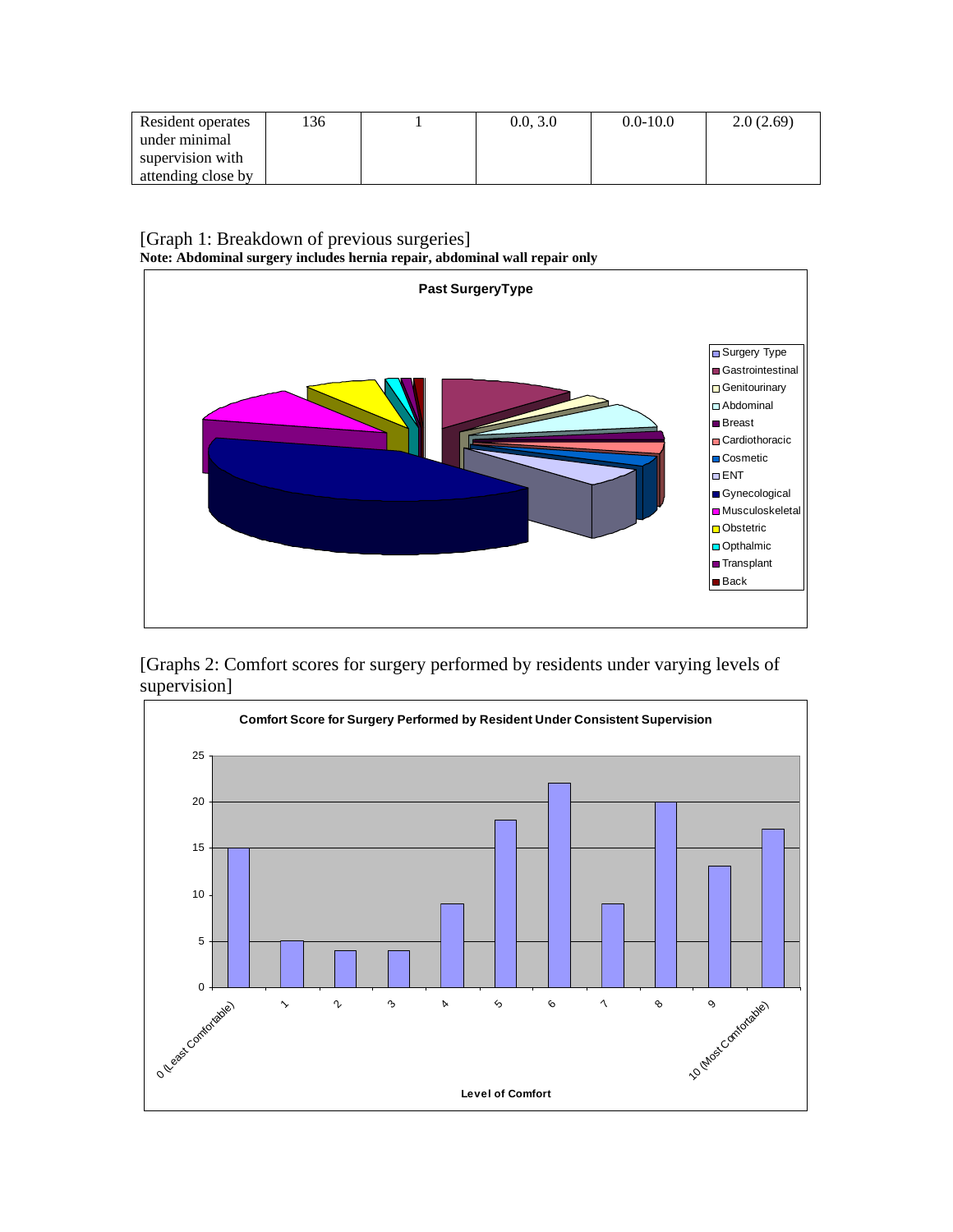| Resident operates under minimal supervision with attending close by | 136 | 1 | 0.0, 3.0 | 0.0-10.0 | 2.0 (2.69) |
|---|---|---|---|---|---|

[Graph 1: Breakdown of previous surgeries]

**Note: Abdominal surgery includes hernia repair, abdominal wall repair only**

**Past SurgeryType**

Legend: Surgery Type, Gastrointestinal, Genitourinary, Abdominal, Breast, Cardiothoracic, Cosmetic, ENT, Gynecological, Musculoskeletal, Obstetric, Opthalmic, Transplant, Back

[Graphs 2: Comfort scores for surgery performed by residents under varying levels of supervision]

**Comfort Score for Surgery Performed by Resident Under Consistent Supervision**

| Level of Comfort | Count |
|---|---|
| 0 (Least Comfortable) | 15 |
| 1 | 5 |
| 2 | 4 |
| 3 | 4 |
| 4 | 9 |
| 5 | 18 |
| 6 | 22 |
| 7 | 9 |
| 8 | 20 |
| 9 | 13 |
| 10 (Most Comfortable) | 17 |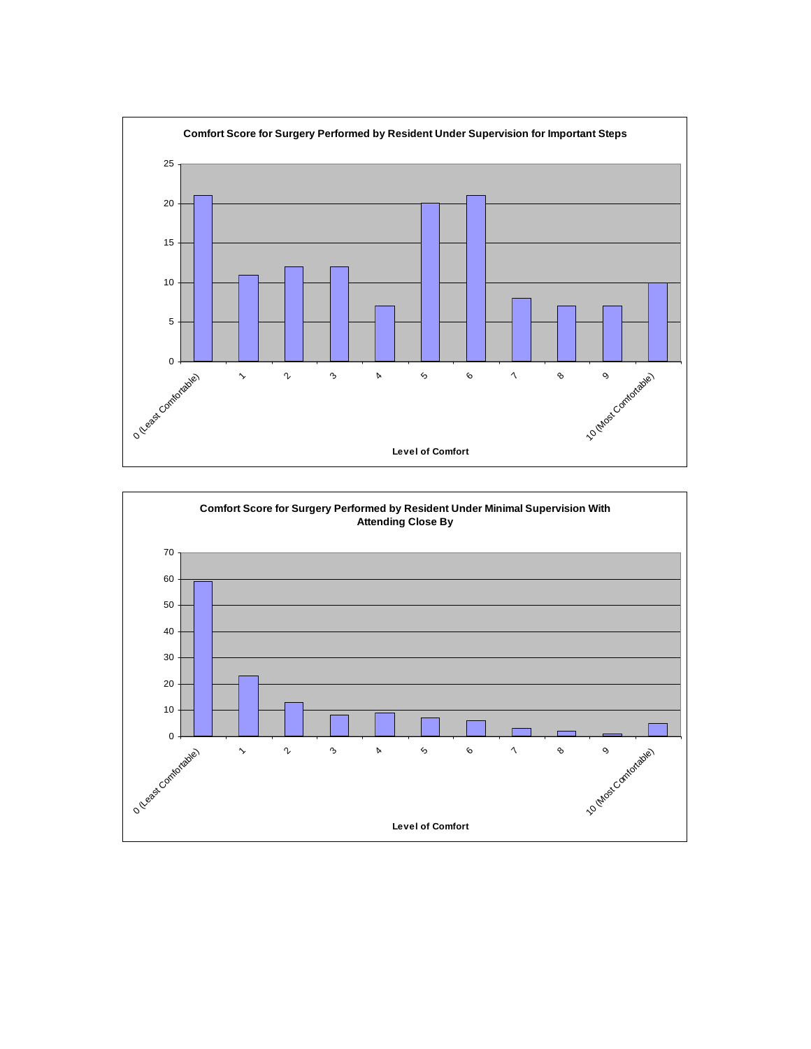**Comfort Score for Surgery Performed by Resident Under Supervision for Important Steps**

Level of Comfort: 0 (Least Comfortable), 1, 2, 3, 4, 5, 6, 7, 8, 9, 10 (Most Comfortable)

**Comfort Score for Surgery Performed by Resident Under Minimal Supervision With Attending Close By**

Level of Comfort: 0 (Least Comfortable), 1, 2, 3, 4, 5, 6, 7, 8, 9, 10 (Most Comfortable)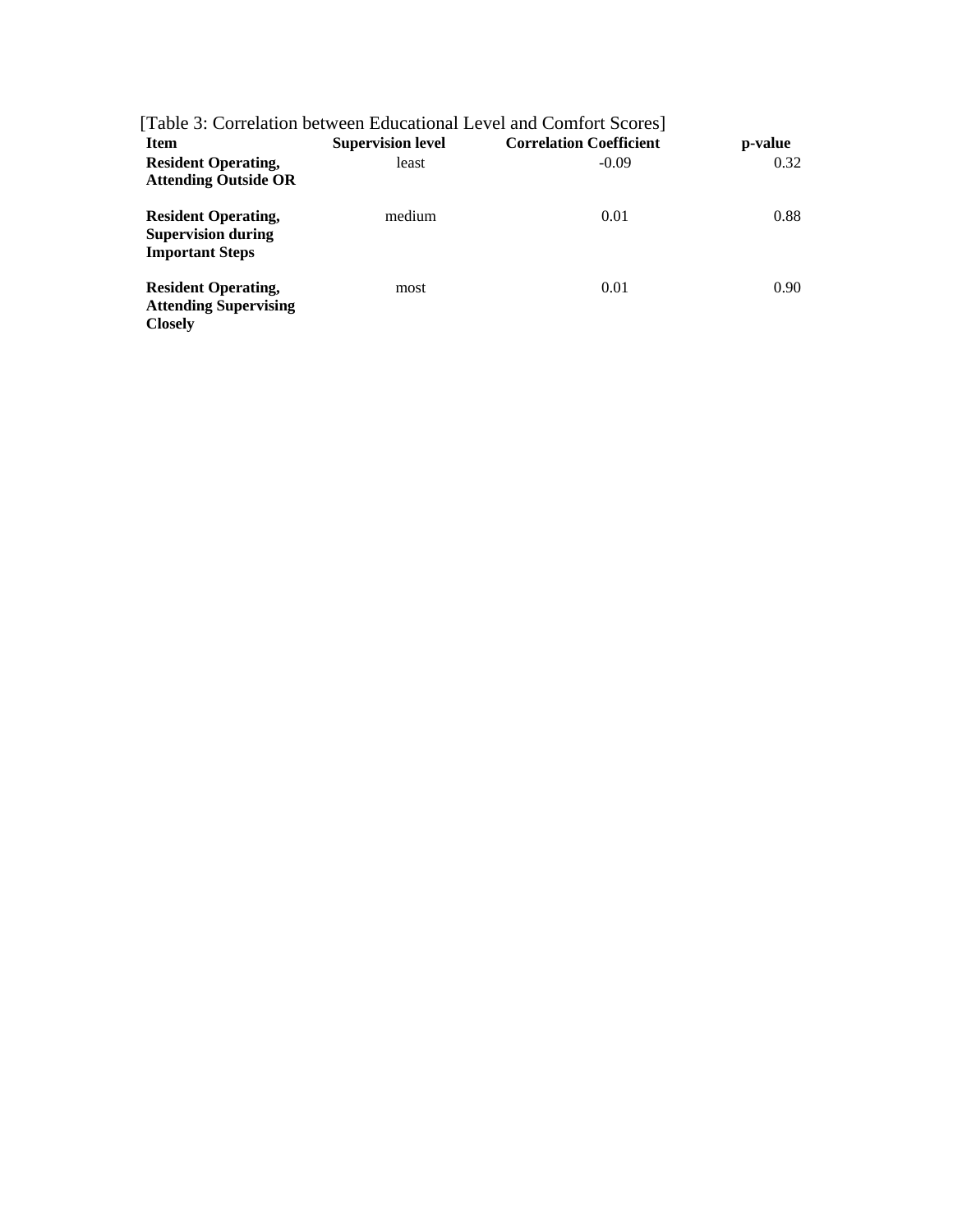[Table 3: Correlation between Educational Level and Comfort Scores]

| Item | Supervision level | Correlation Coefficient | p-value |
|---|---|---|---|
| **Resident Operating, Attending Outside OR** | least | -0.09 | 0.32 |
| **Resident Operating, Supervision during Important Steps** | medium | 0.01 | 0.88 |
| **Resident Operating, Attending Supervising Closely** | most | 0.01 | 0.90 |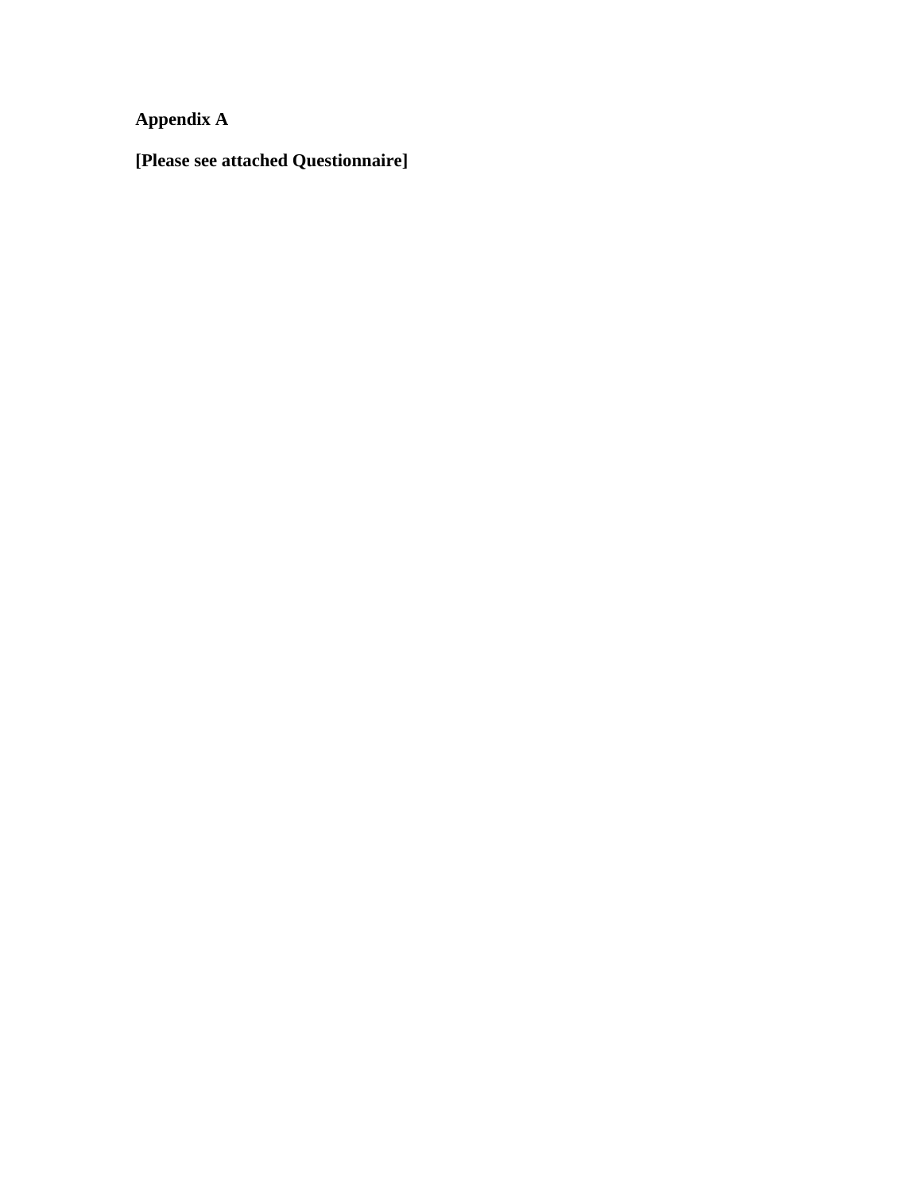**Appendix A**

**[Please see attached Questionnaire]**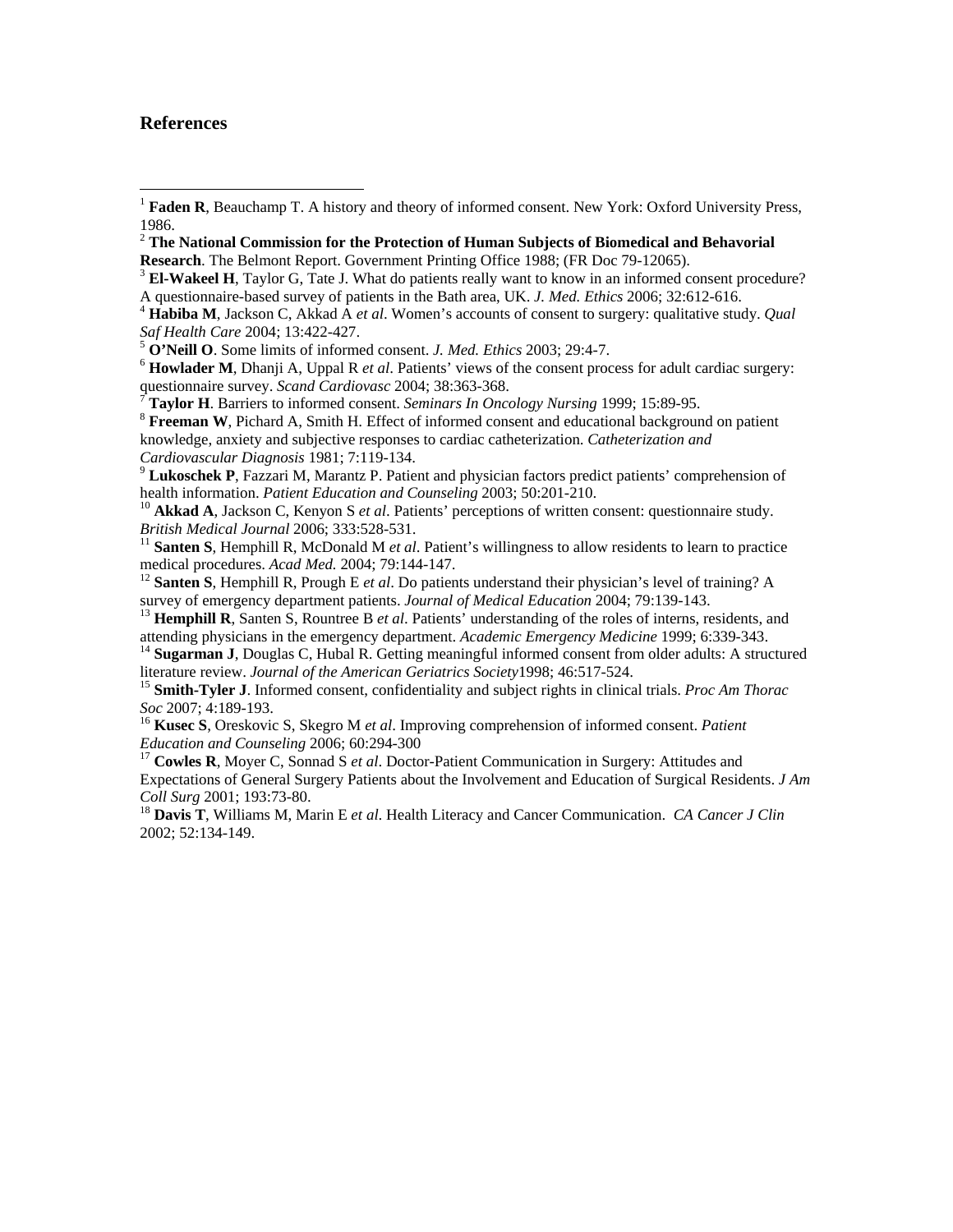## References

[1] **Faden R**, Beauchamp T. A history and theory of informed consent. New York: Oxford University Press, 1986.

[2] **The National Commission for the Protection of Human Subjects of Biomedical and Behavorial Research**. The Belmont Report. Government Printing Office 1988; (FR Doc 79-12065).

[3] **El-Wakeel H**, Taylor G, Tate J. What do patients really want to know in an informed consent procedure? A questionnaire-based survey of patients in the Bath area, UK. *J. Med. Ethics* 2006; 32:612-616.

[4] **Habiba M**, Jackson C, Akkad A *et al*. Women's accounts of consent to surgery: qualitative study. *Qual Saf Health Care* 2004; 13:422-427.

[5] **O'Neill O**. Some limits of informed consent. *J. Med. Ethics* 2003; 29:4-7.

[6] **Howlader M**, Dhanji A, Uppal R *et al*. Patients' views of the consent process for adult cardiac surgery: questionnaire survey. *Scand Cardiovasc* 2004; 38:363-368.

[7] **Taylor H**. Barriers to informed consent. *Seminars In Oncology Nursing* 1999; 15:89-95.

[8] **Freeman W**, Pichard A, Smith H. Effect of informed consent and educational background on patient knowledge, anxiety and subjective responses to cardiac catheterization. *Catheterization and Cardiovascular Diagnosis* 1981; 7:119-134.

[9] **Lukoschek P**, Fazzari M, Marantz P. Patient and physician factors predict patients' comprehension of health information. *Patient Education and Counseling* 2003; 50:201-210.

[10] **Akkad A**, Jackson C, Kenyon S *et al*. Patients' perceptions of written consent: questionnaire study. *British Medical Journal* 2006; 333:528-531.

[11] **Santen S**, Hemphill R, McDonald M *et al*. Patient's willingness to allow residents to learn to practice medical procedures. *Acad Med.* 2004; 79:144-147.

[12] **Santen S**, Hemphill R, Prough E *et al*. Do patients understand their physician's level of training? A survey of emergency department patients. *Journal of Medical Education* 2004; 79:139-143.

[13] **Hemphill R**, Santen S, Rountree B *et al*. Patients' understanding of the roles of interns, residents, and attending physicians in the emergency department. *Academic Emergency Medicine* 1999; 6:339-343.

[14] **Sugarman J**, Douglas C, Hubal R. Getting meaningful informed consent from older adults: A structured literature review. *Journal of the American Geriatrics Society*1998; 46:517-524.

[15] **Smith-Tyler J**. Informed consent, confidentiality and subject rights in clinical trials. *Proc Am Thorac Soc* 2007; 4:189-193.

[16] **Kusec S**, Oreskovic S, Skegro M *et al*. Improving comprehension of informed consent. *Patient Education and Counseling* 2006; 60:294-300

[17] **Cowles R**, Moyer C, Sonnad S *et al*. Doctor-Patient Communication in Surgery: Attitudes and Expectations of General Surgery Patients about the Involvement and Education of Surgical Residents. *J Am Coll Surg* 2001; 193:73-80.

[18] **Davis T**, Williams M, Marin E *et al*. Health Literacy and Cancer Communication. *CA Cancer J Clin* 2002; 52:134-149.